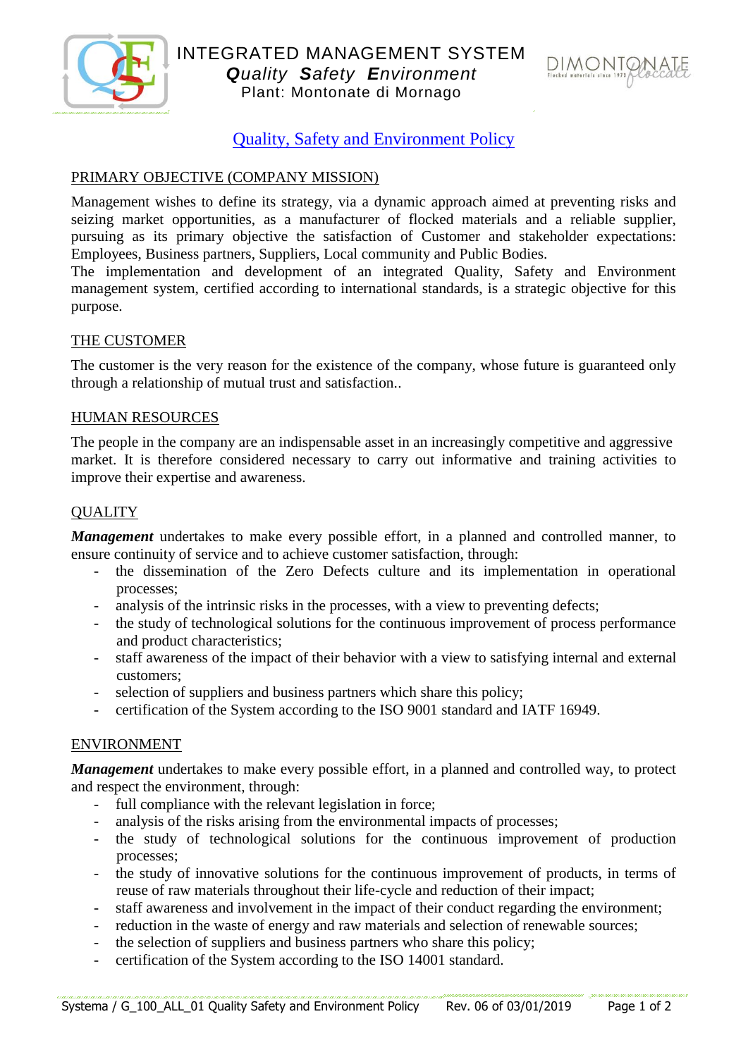# INTEGRATED MANAGEMENT SYSTEM

***Q**uality **S**afety **E**nvironment*

Plant: Montonate di Mornago

## Quality, Safety and Environment Policy

### PRIMARY OBJECTIVE (COMPANY MISSION)

Management wishes to define its strategy, via a dynamic approach aimed at preventing risks and seizing market opportunities, as a manufacturer of flocked materials and a reliable supplier, pursuing as its primary objective the satisfaction of Customer and stakeholder expectations: Employees, Business partners, Suppliers, Local community and Public Bodies.

The implementation and development of an integrated Quality, Safety and Environment management system, certified according to international standards, is a strategic objective for this purpose.

### THE CUSTOMER

The customer is the very reason for the existence of the company, whose future is guaranteed only through a relationship of mutual trust and satisfaction..

### HUMAN RESOURCES

The people in the company are an indispensable asset in an increasingly competitive and aggressive market. It is therefore considered necessary to carry out informative and training activities to improve their expertise and awareness.

### QUALITY

***Management*** undertakes to make every possible effort, in a planned and controlled manner, to ensure continuity of service and to achieve customer satisfaction, through:

- the dissemination of the Zero Defects culture and its implementation in operational processes;
- analysis of the intrinsic risks in the processes, with a view to preventing defects;
- the study of technological solutions for the continuous improvement of process performance and product characteristics;
- staff awareness of the impact of their behavior with a view to satisfying internal and external customers;
- selection of suppliers and business partners which share this policy;
- certification of the System according to the ISO 9001 standard and IATF 16949.

### ENVIRONMENT

***Management*** undertakes to make every possible effort, in a planned and controlled way, to protect and respect the environment, through:

- full compliance with the relevant legislation in force;
- analysis of the risks arising from the environmental impacts of processes;
- the study of technological solutions for the continuous improvement of production processes;
- the study of innovative solutions for the continuous improvement of products, in terms of reuse of raw materials throughout their life-cycle and reduction of their impact;
- staff awareness and involvement in the impact of their conduct regarding the environment;
- reduction in the waste of energy and raw materials and selection of renewable sources;
- the selection of suppliers and business partners who share this policy;
- certification of the System according to the ISO 14001 standard.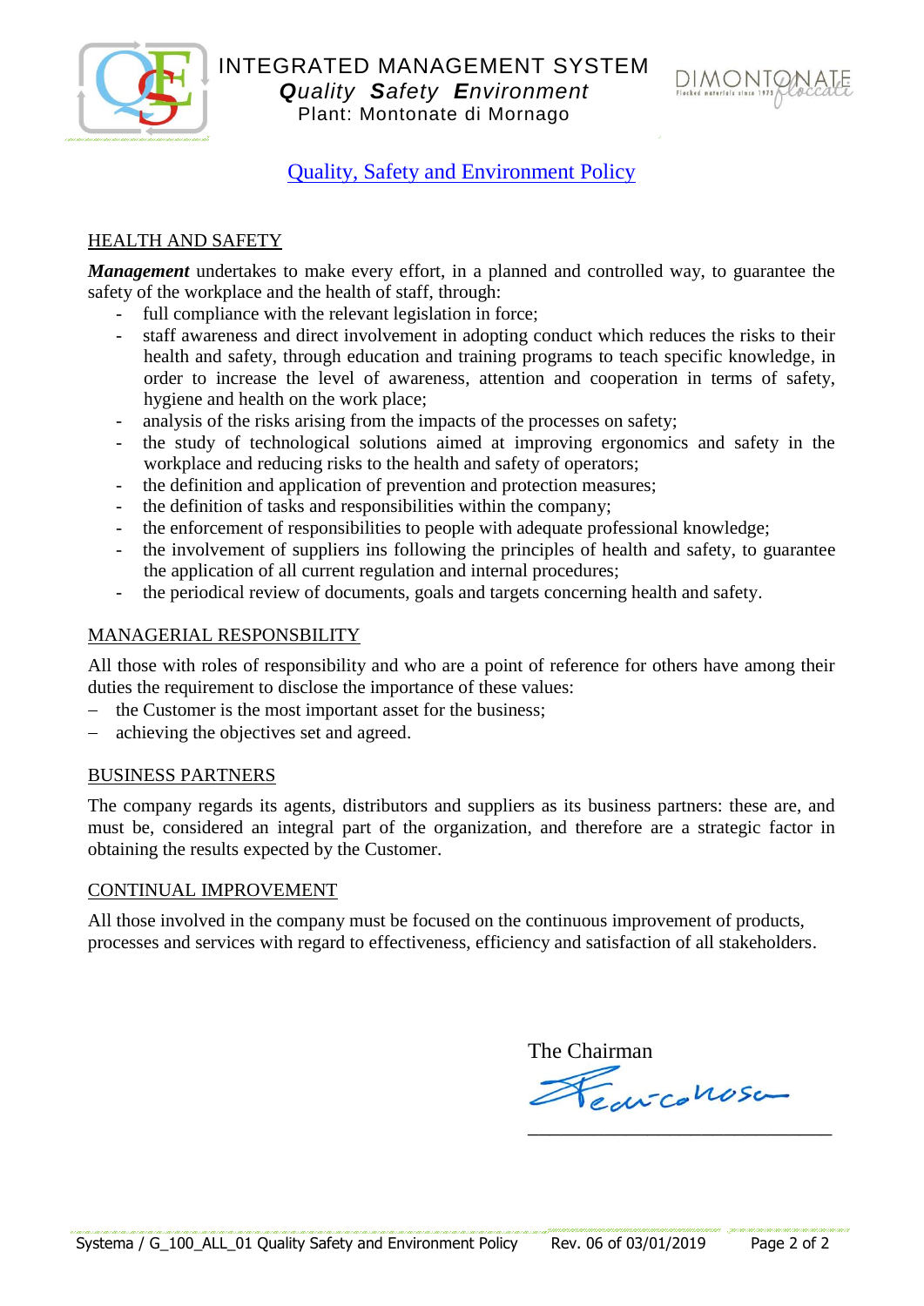## Quality, Safety and Environment Policy

### HEALTH AND SAFETY

***Management*** undertakes to make every effort, in a planned and controlled way, to guarantee the safety of the workplace and the health of staff, through:

- full compliance with the relevant legislation in force;
- staff awareness and direct involvement in adopting conduct which reduces the risks to their health and safety, through education and training programs to teach specific knowledge, in order to increase the level of awareness, attention and cooperation in terms of safety, hygiene and health on the work place;
- analysis of the risks arising from the impacts of the processes on safety;
- the study of technological solutions aimed at improving ergonomics and safety in the workplace and reducing risks to the health and safety of operators;
- the definition and application of prevention and protection measures;
- the definition of tasks and responsibilities within the company;
- the enforcement of responsibilities to people with adequate professional knowledge;
- the involvement of suppliers ins following the principles of health and safety, to guarantee the application of all current regulation and internal procedures;
- the periodical review of documents, goals and targets concerning health and safety.

### MANAGERIAL RESPONSBILITY

All those with roles of responsibility and who are a point of reference for others have among their duties the requirement to disclose the importance of these values:

- the Customer is the most important asset for the business;
- achieving the objectives set and agreed.

### BUSINESS PARTNERS

The company regards its agents, distributors and suppliers as its business partners: these are, and must be, considered an integral part of the organization, and therefore are a strategic factor in obtaining the results expected by the Customer.

### CONTINUAL IMPROVEMENT

All those involved in the company must be focused on the continuous improvement of products, processes and services with regard to effectiveness, efficiency and satisfaction of all stakeholders.

The Chairman

Federico Olnosa

\_\_\_\_\_\_\_\_\_\_\_\_\_\_\_\_\_\_\_\_\_\_\_\_\_\_\_\_\_\_